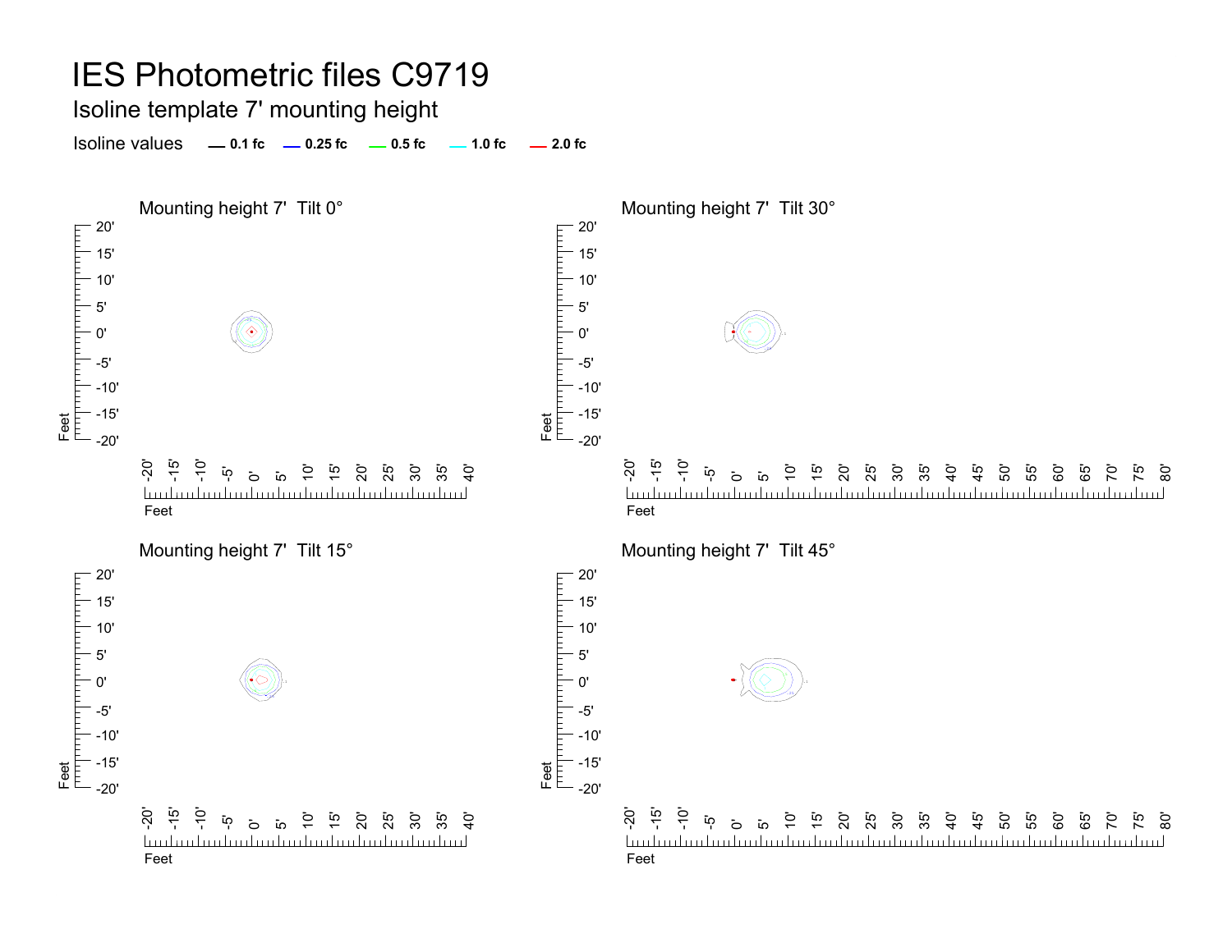# IES Photometric files C9719

## Isoline template 7' mounting height

Isoline values — 0.1 fc — 0.25 fc — 0.5 fc — 1.0 fc — 2.0 fc

### Mounting height 7' Tilt 0°

### Mounting height 7' Tilt 30°

### Mounting height 7' Tilt 15°

### Mounting height 7' Tilt 45°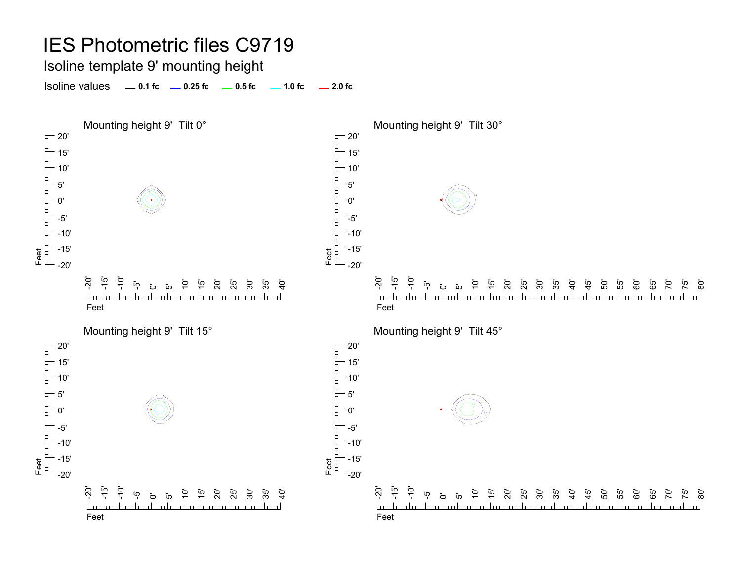# IES Photometric files C9719

## Isoline template 9' mounting height

Isoline values — 0.1 fc — 0.25 fc — 0.5 fc — 1.0 fc — 2.0 fc

### Mounting height 9' Tilt 0°

### Mounting height 9' Tilt 30°

### Mounting height 9' Tilt 15°

### Mounting height 9' Tilt 45°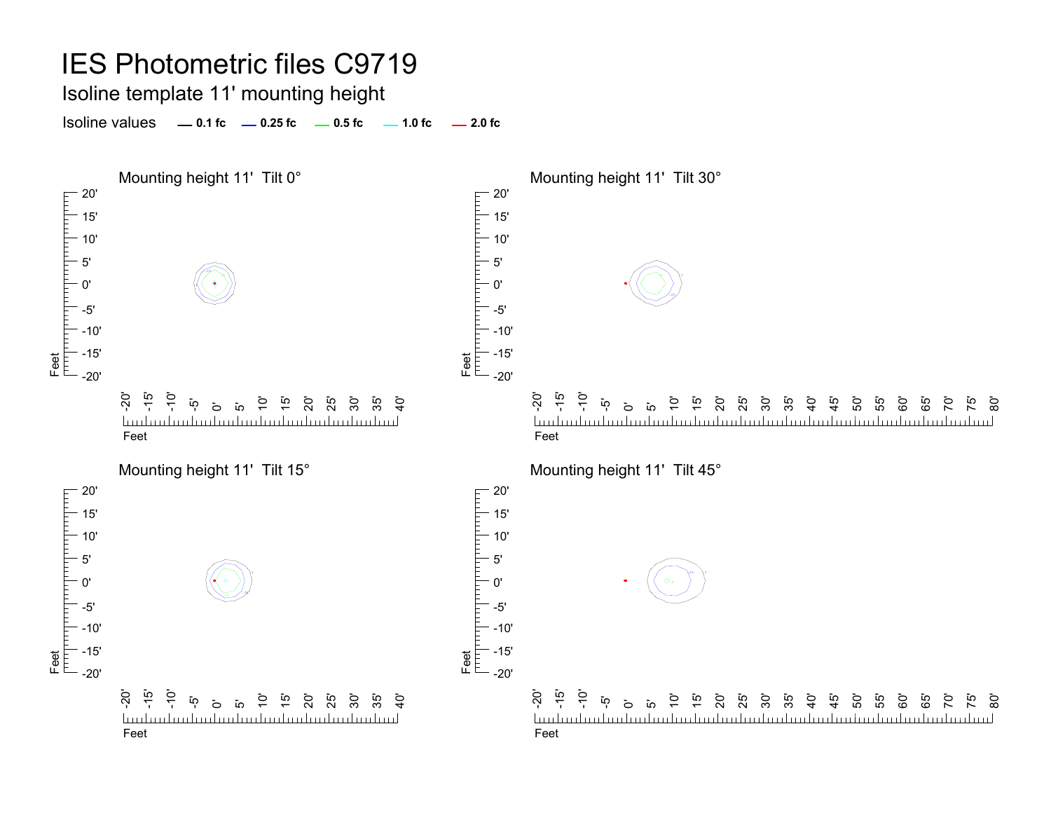# IES Photometric files C9719

## Isoline template 11' mounting height

Isoline values — 0.1 fc — 0.25 fc — 0.5 fc — 1.0 fc — 2.0 fc

### Mounting height 11' Tilt 0°

### Mounting height 11' Tilt 30°

### Mounting height 11' Tilt 15°

### Mounting height 11' Tilt 45°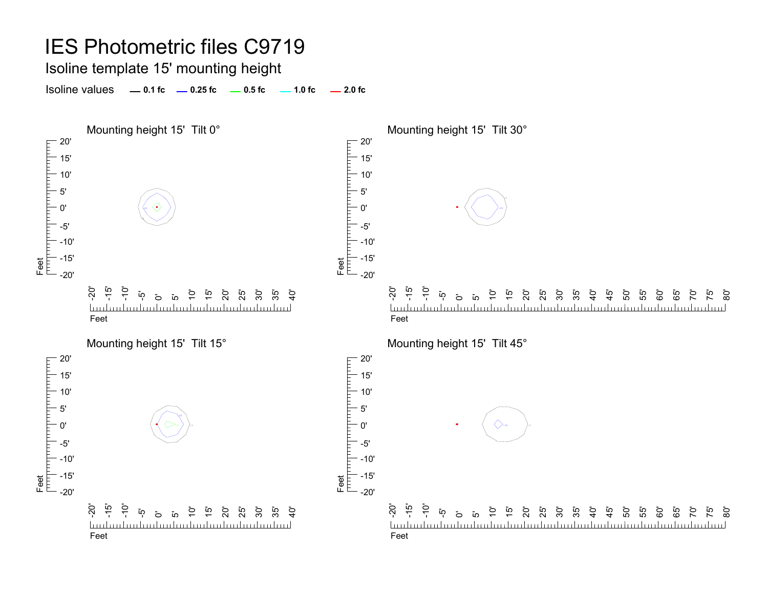# IES Photometric files C9719

## Isoline template 15' mounting height

Isoline values — 0.1 fc — 0.25 fc — 0.5 fc — 1.0 fc — 2.0 fc

### Mounting height 15' Tilt 0°

### Mounting height 15' Tilt 30°

### Mounting height 15' Tilt 15°

### Mounting height 15' Tilt 45°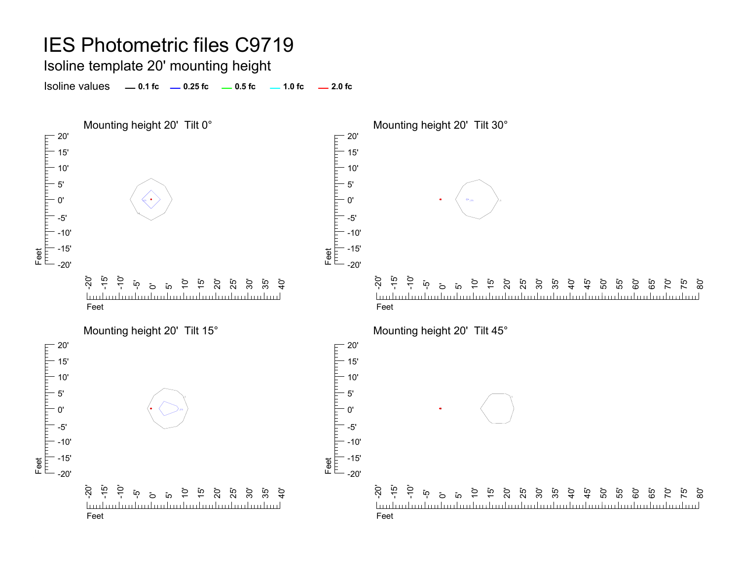# IES Photometric files C9719

## Isoline template 20' mounting height

Isoline values — 0.1 fc — 0.25 fc — 0.5 fc — 1.0 fc — 2.0 fc

### Mounting height 20' Tilt 0°

20' 15' 10' 5' 0' -5' -10' -15' -20'

Feet

-20' -15' -10' -5' 0' 5' 10' 15' 20' 25' 30' 35' 40'

Feet

### Mounting height 20' Tilt 30°

20' 15' 10' 5' 0' -5' -10' -15' -20'

Feet

-20' -15' -10' -5' 0' 5' 10' 15' 20' 25' 30' 35' 40' 45' 50' 55' 60' 65' 70' 75' 80'

Feet

### Mounting height 20' Tilt 15°

20' 15' 10' 5' 0' -5' -10' -15' -20'

Feet

-20' -15' -10' -5' 0' 5' 10' 15' 20' 25' 30' 35' 40'

Feet

### Mounting height 20' Tilt 45°

20' 15' 10' 5' 0' -5' -10' -15' -20'

Feet

-20' -15' -10' -5' 0' 5' 10' 15' 20' 25' 30' 35' 40' 45' 50' 55' 60' 65' 70' 75' 80'

Feet